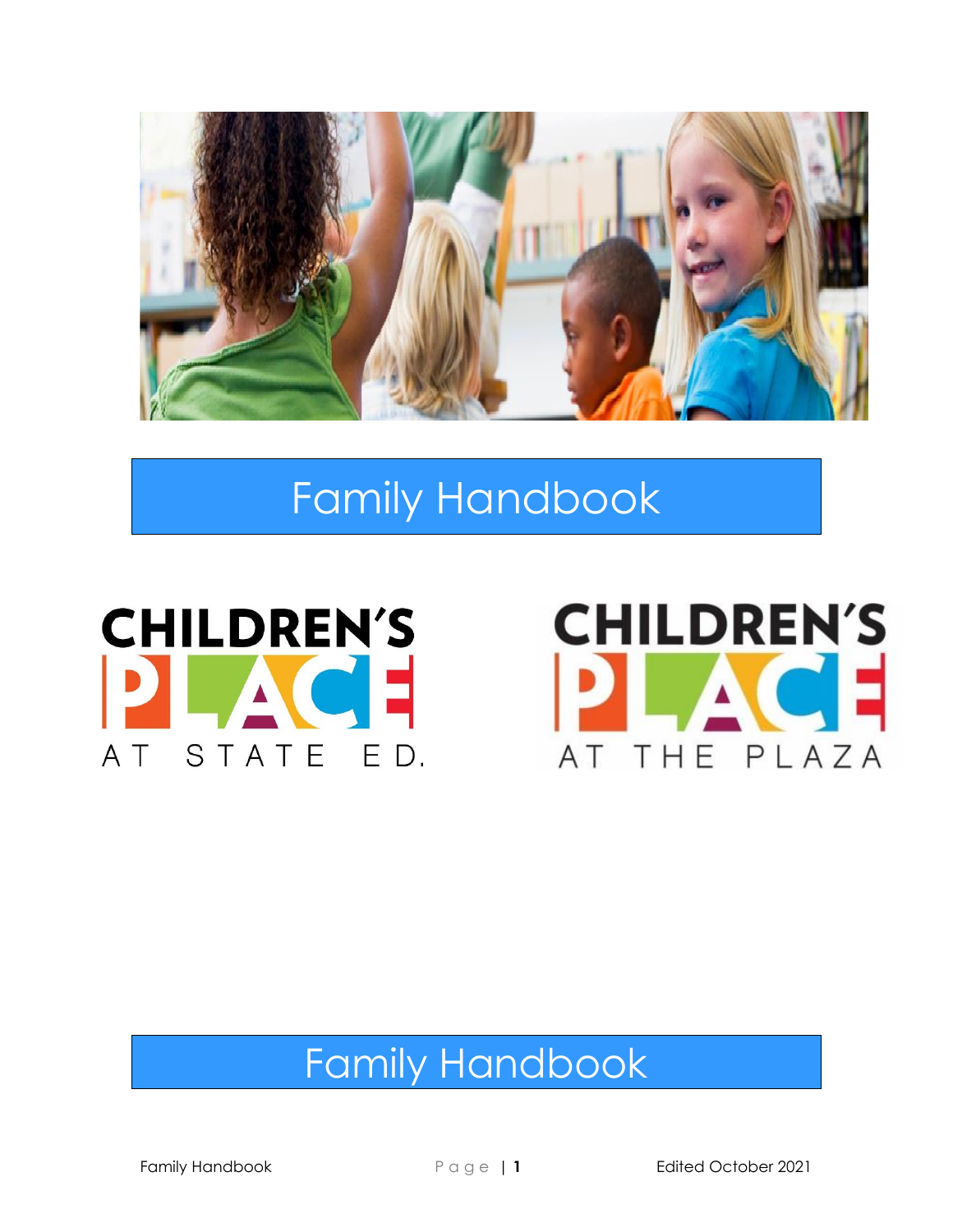# Family Handbook

CHILDREN'S PLACE AT STATE ED.

CHILDREN'S PLACE AT THE PLAZA

# Family Handbook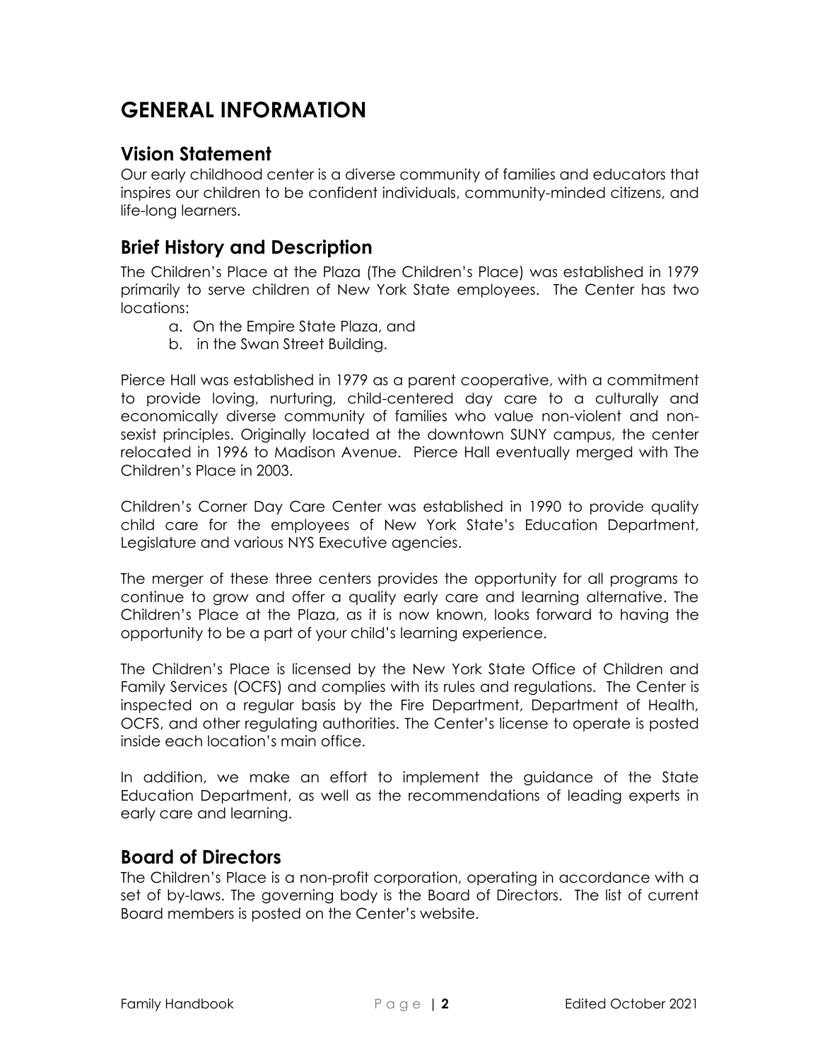# GENERAL INFORMATION

## Vision Statement

Our early childhood center is a diverse community of families and educators that inspires our children to be confident individuals, community-minded citizens, and life-long learners.

## Brief History and Description

The Children's Place at the Plaza (The Children's Place) was established in 1979 primarily to serve children of New York State employees. The Center has two locations:

a. On the Empire State Plaza, and
b. in the Swan Street Building.

Pierce Hall was established in 1979 as a parent cooperative, with a commitment to provide loving, nurturing, child-centered day care to a culturally and economically diverse community of families who value non-violent and non-sexist principles. Originally located at the downtown SUNY campus, the center relocated in 1996 to Madison Avenue. Pierce Hall eventually merged with The Children's Place in 2003.

Children's Corner Day Care Center was established in 1990 to provide quality child care for the employees of New York State's Education Department, Legislature and various NYS Executive agencies.

The merger of these three centers provides the opportunity for all programs to continue to grow and offer a quality early care and learning alternative. The Children's Place at the Plaza, as it is now known, looks forward to having the opportunity to be a part of your child's learning experience.

The Children's Place is licensed by the New York State Office of Children and Family Services (OCFS) and complies with its rules and regulations. The Center is inspected on a regular basis by the Fire Department, Department of Health, OCFS, and other regulating authorities. The Center's license to operate is posted inside each location's main office.

In addition, we make an effort to implement the guidance of the State Education Department, as well as the recommendations of leading experts in early care and learning.

## Board of Directors

The Children's Place is a non-profit corporation, operating in accordance with a set of by-laws. The governing body is the Board of Directors. The list of current Board members is posted on the Center's website.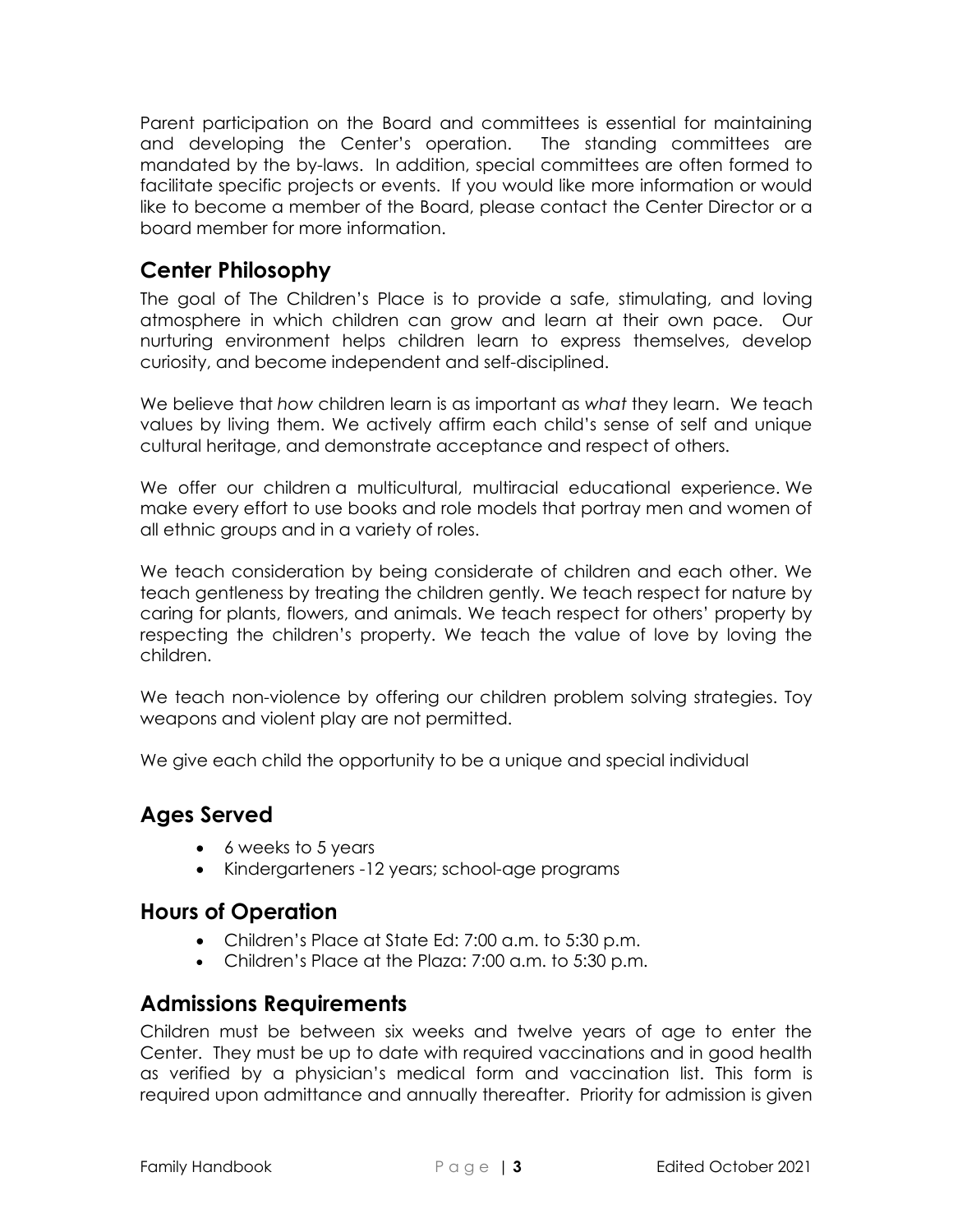Parent participation on the Board and committees is essential for maintaining and developing the Center's operation. The standing committees are mandated by the by-laws. In addition, special committees are often formed to facilitate specific projects or events. If you would like more information or would like to become a member of the Board, please contact the Center Director or a board member for more information.

## Center Philosophy

The goal of The Children's Place is to provide a safe, stimulating, and loving atmosphere in which children can grow and learn at their own pace. Our nurturing environment helps children learn to express themselves, develop curiosity, and become independent and self-disciplined.

We believe that *how* children learn is as important as *what* they learn. We teach values by living them. We actively affirm each child's sense of self and unique cultural heritage, and demonstrate acceptance and respect of others.

We offer our children a multicultural, multiracial educational experience. We make every effort to use books and role models that portray men and women of all ethnic groups and in a variety of roles.

We teach consideration by being considerate of children and each other. We teach gentleness by treating the children gently. We teach respect for nature by caring for plants, flowers, and animals. We teach respect for others' property by respecting the children's property. We teach the value of love by loving the children.

We teach non-violence by offering our children problem solving strategies. Toy weapons and violent play are not permitted.

We give each child the opportunity to be a unique and special individual

## Ages Served

- 6 weeks to 5 years
- Kindergarteners -12 years; school-age programs

## Hours of Operation

- Children's Place at State Ed: 7:00 a.m. to 5:30 p.m.
- Children's Place at the Plaza: 7:00 a.m. to 5:30 p.m.

## Admissions Requirements

Children must be between six weeks and twelve years of age to enter the Center. They must be up to date with required vaccinations and in good health as verified by a physician's medical form and vaccination list. This form is required upon admittance and annually thereafter. Priority for admission is given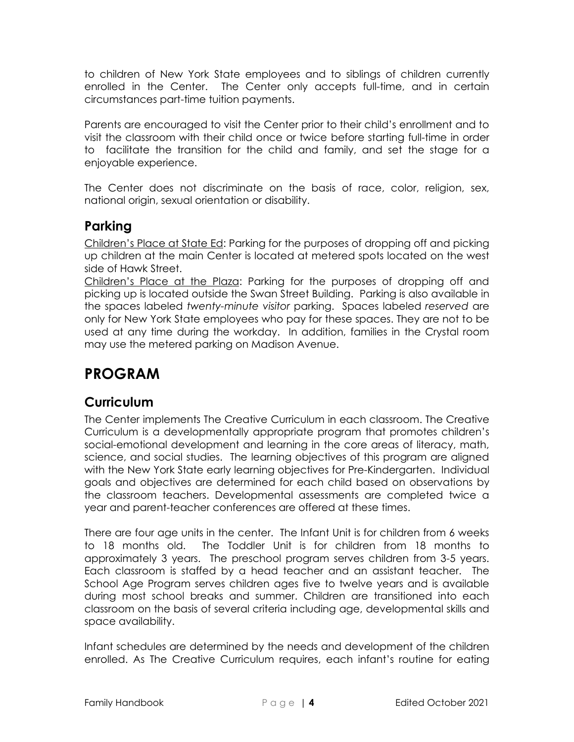to children of New York State employees and to siblings of children currently enrolled in the Center. The Center only accepts full-time, and in certain circumstances part-time tuition payments.

Parents are encouraged to visit the Center prior to their child's enrollment and to visit the classroom with their child once or twice before starting full-time in order to facilitate the transition for the child and family, and set the stage for a enjoyable experience.

The Center does not discriminate on the basis of race, color, religion, sex, national origin, sexual orientation or disability.

## Parking

Children's Place at State Ed: Parking for the purposes of dropping off and picking up children at the main Center is located at metered spots located on the west side of Hawk Street.

Children's Place at the Plaza: Parking for the purposes of dropping off and picking up is located outside the Swan Street Building. Parking is also available in the spaces labeled *twenty-minute visitor* parking. Spaces labeled *reserved* are only for New York State employees who pay for these spaces. They are not to be used at any time during the workday. In addition, families in the Crystal room may use the metered parking on Madison Avenue.

# PROGRAM

## Curriculum

The Center implements The Creative Curriculum in each classroom. The Creative Curriculum is a developmentally appropriate program that promotes children's social-emotional development and learning in the core areas of literacy, math, science, and social studies. The learning objectives of this program are aligned with the New York State early learning objectives for Pre-Kindergarten. Individual goals and objectives are determined for each child based on observations by the classroom teachers. Developmental assessments are completed twice a year and parent-teacher conferences are offered at these times.

There are four age units in the center. The Infant Unit is for children from 6 weeks to 18 months old. The Toddler Unit is for children from 18 months to approximately 3 years. The preschool program serves children from 3-5 years. Each classroom is staffed by a head teacher and an assistant teacher. The School Age Program serves children ages five to twelve years and is available during most school breaks and summer. Children are transitioned into each classroom on the basis of several criteria including age, developmental skills and space availability.

Infant schedules are determined by the needs and development of the children enrolled. As The Creative Curriculum requires, each infant's routine for eating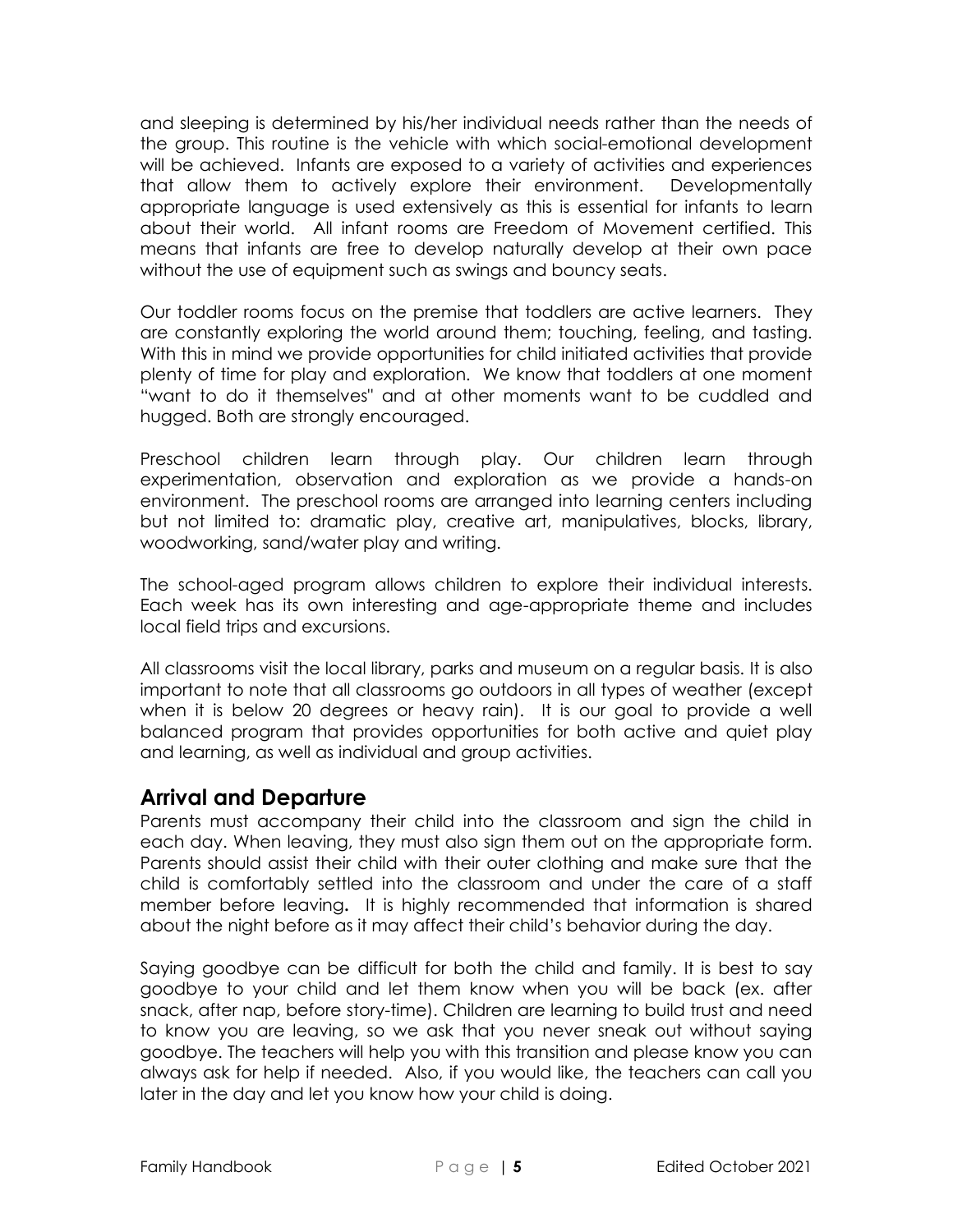and sleeping is determined by his/her individual needs rather than the needs of the group. This routine is the vehicle with which social-emotional development will be achieved. Infants are exposed to a variety of activities and experiences that allow them to actively explore their environment. Developmentally appropriate language is used extensively as this is essential for infants to learn about their world. All infant rooms are Freedom of Movement certified. This means that infants are free to develop naturally develop at their own pace without the use of equipment such as swings and bouncy seats.

Our toddler rooms focus on the premise that toddlers are active learners. They are constantly exploring the world around them; touching, feeling, and tasting. With this in mind we provide opportunities for child initiated activities that provide plenty of time for play and exploration. We know that toddlers at one moment "want to do it themselves" and at other moments want to be cuddled and hugged. Both are strongly encouraged.

Preschool children learn through play. Our children learn through experimentation, observation and exploration as we provide a hands-on environment. The preschool rooms are arranged into learning centers including but not limited to: dramatic play, creative art, manipulatives, blocks, library, woodworking, sand/water play and writing.

The school-aged program allows children to explore their individual interests. Each week has its own interesting and age-appropriate theme and includes local field trips and excursions.

All classrooms visit the local library, parks and museum on a regular basis. It is also important to note that all classrooms go outdoors in all types of weather (except when it is below 20 degrees or heavy rain). It is our goal to provide a well balanced program that provides opportunities for both active and quiet play and learning, as well as individual and group activities.

## Arrival and Departure

Parents must accompany their child into the classroom and sign the child in each day. When leaving, they must also sign them out on the appropriate form. Parents should assist their child with their outer clothing and make sure that the child is comfortably settled into the classroom and under the care of a staff member before leaving**.** It is highly recommended that information is shared about the night before as it may affect their child's behavior during the day.

Saying goodbye can be difficult for both the child and family. It is best to say goodbye to your child and let them know when you will be back (ex. after snack, after nap, before story-time). Children are learning to build trust and need to know you are leaving, so we ask that you never sneak out without saying goodbye. The teachers will help you with this transition and please know you can always ask for help if needed. Also, if you would like, the teachers can call you later in the day and let you know how your child is doing.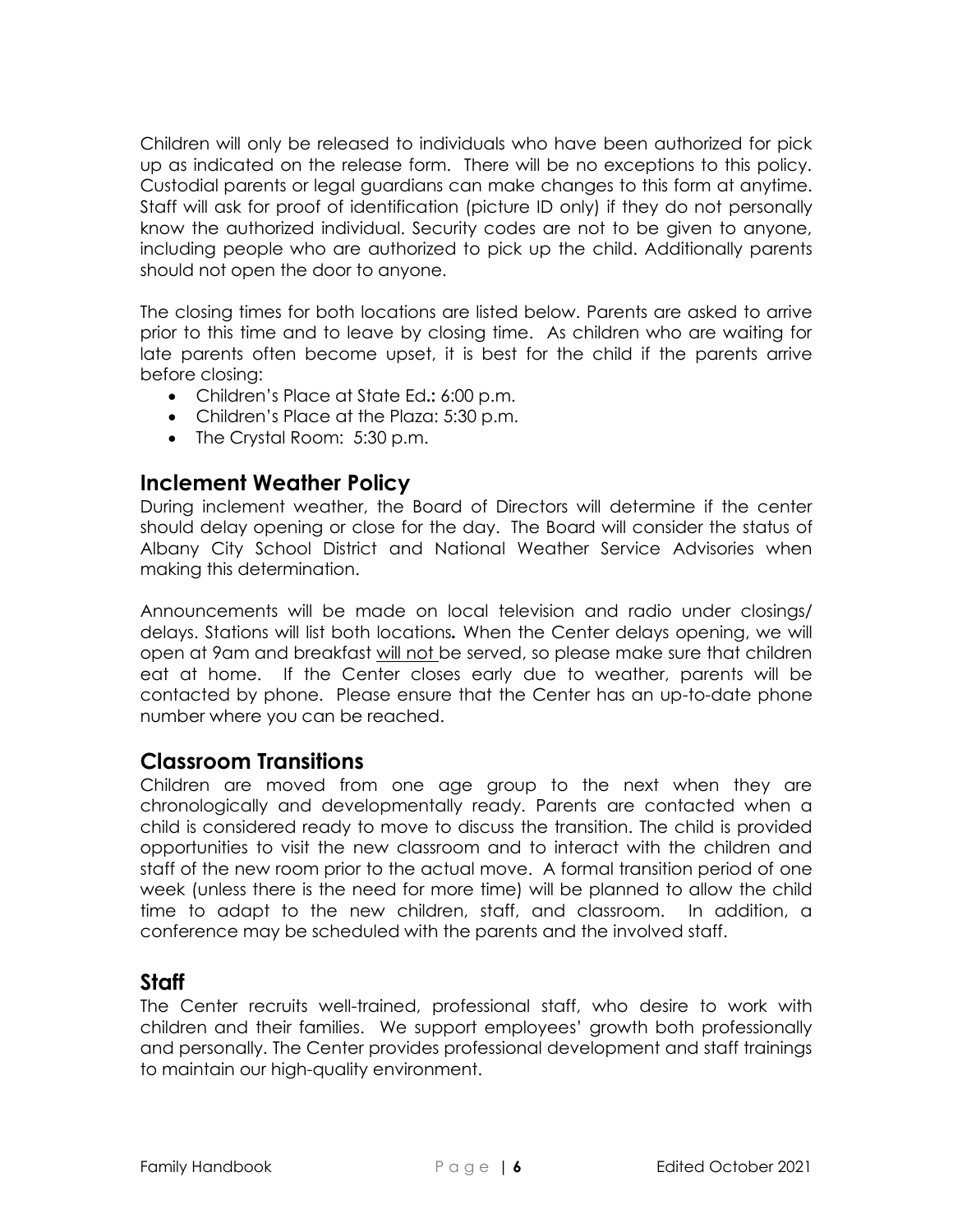Children will only be released to individuals who have been authorized for pick up as indicated on the release form. There will be no exceptions to this policy. Custodial parents or legal guardians can make changes to this form at anytime. Staff will ask for proof of identification (picture ID only) if they do not personally know the authorized individual. Security codes are not to be given to anyone, including people who are authorized to pick up the child. Additionally parents should not open the door to anyone.

The closing times for both locations are listed below. Parents are asked to arrive prior to this time and to leave by closing time. As children who are waiting for late parents often become upset, it is best for the child if the parents arrive before closing:

- Children's Place at State Ed.**:** 6:00 p.m.
- Children's Place at the Plaza: 5:30 p.m.
- The Crystal Room: 5:30 p.m.

## Inclement Weather Policy

During inclement weather, the Board of Directors will determine if the center should delay opening or close for the day. The Board will consider the status of Albany City School District and National Weather Service Advisories when making this determination.

Announcements will be made on local television and radio under closings/ delays. Stations will list both locations**.** When the Center delays opening, we will open at 9am and breakfast <u>will not</u> be served, so please make sure that children eat at home. If the Center closes early due to weather, parents will be contacted by phone. Please ensure that the Center has an up-to-date phone number where you can be reached.

## Classroom Transitions

Children are moved from one age group to the next when they are chronologically and developmentally ready. Parents are contacted when a child is considered ready to move to discuss the transition. The child is provided opportunities to visit the new classroom and to interact with the children and staff of the new room prior to the actual move. A formal transition period of one week (unless there is the need for more time) will be planned to allow the child time to adapt to the new children, staff, and classroom. In addition, a conference may be scheduled with the parents and the involved staff.

## Staff

The Center recruits well-trained, professional staff, who desire to work with children and their families. We support employees' growth both professionally and personally. The Center provides professional development and staff trainings to maintain our high-quality environment.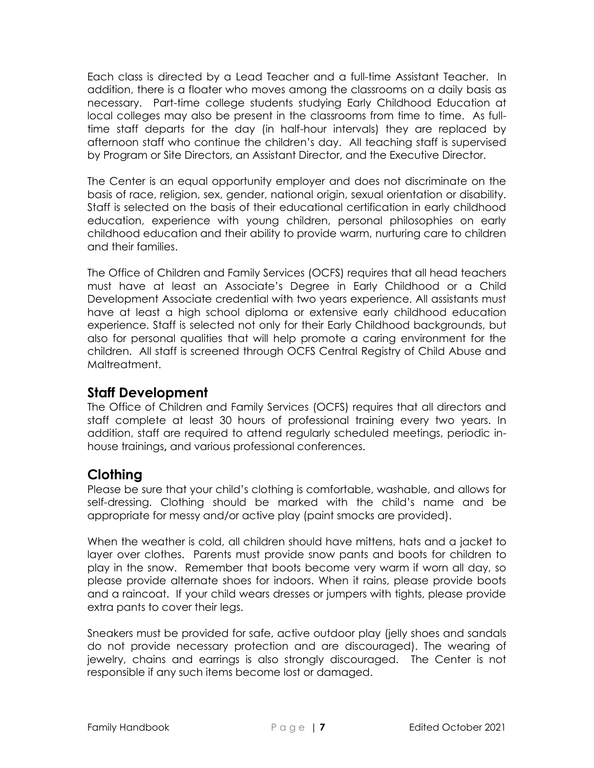Each class is directed by a Lead Teacher and a full-time Assistant Teacher. In addition, there is a floater who moves among the classrooms on a daily basis as necessary. Part-time college students studying Early Childhood Education at local colleges may also be present in the classrooms from time to time. As full-time staff departs for the day (in half-hour intervals) they are replaced by afternoon staff who continue the children's day. All teaching staff is supervised by Program or Site Directors, an Assistant Director, and the Executive Director.

The Center is an equal opportunity employer and does not discriminate on the basis of race, religion, sex, gender, national origin, sexual orientation or disability. Staff is selected on the basis of their educational certification in early childhood education, experience with young children, personal philosophies on early childhood education and their ability to provide warm, nurturing care to children and their families.

The Office of Children and Family Services (OCFS) requires that all head teachers must have at least an Associate's Degree in Early Childhood or a Child Development Associate credential with two years experience. All assistants must have at least a high school diploma or extensive early childhood education experience. Staff is selected not only for their Early Childhood backgrounds, but also for personal qualities that will help promote a caring environment for the children. All staff is screened through OCFS Central Registry of Child Abuse and Maltreatment.

## Staff Development

The Office of Children and Family Services (OCFS) requires that all directors and staff complete at least 30 hours of professional training every two years. In addition, staff are required to attend regularly scheduled meetings, periodic in-house trainings**,** and various professional conferences.

## Clothing

Please be sure that your child's clothing is comfortable, washable, and allows for self-dressing. Clothing should be marked with the child's name and be appropriate for messy and/or active play (paint smocks are provided).

When the weather is cold, all children should have mittens, hats and a jacket to layer over clothes. Parents must provide snow pants and boots for children to play in the snow. Remember that boots become very warm if worn all day, so please provide alternate shoes for indoors. When it rains, please provide boots and a raincoat. If your child wears dresses or jumpers with tights, please provide extra pants to cover their legs.

Sneakers must be provided for safe, active outdoor play (jelly shoes and sandals do not provide necessary protection and are discouraged). The wearing of jewelry, chains and earrings is also strongly discouraged. The Center is not responsible if any such items become lost or damaged.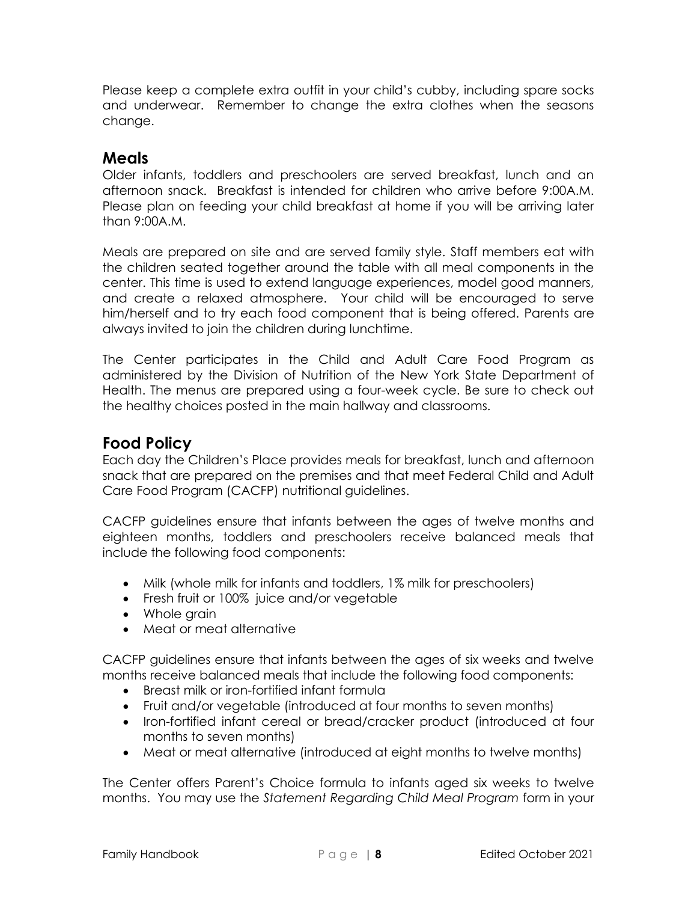Please keep a complete extra outfit in your child's cubby, including spare socks and underwear. Remember to change the extra clothes when the seasons change.

## Meals

Older infants, toddlers and preschoolers are served breakfast, lunch and an afternoon snack. Breakfast is intended for children who arrive before 9:00A.M. Please plan on feeding your child breakfast at home if you will be arriving later than 9:00A.M.

Meals are prepared on site and are served family style. Staff members eat with the children seated together around the table with all meal components in the center. This time is used to extend language experiences, model good manners, and create a relaxed atmosphere. Your child will be encouraged to serve him/herself and to try each food component that is being offered. Parents are always invited to join the children during lunchtime.

The Center participates in the Child and Adult Care Food Program as administered by the Division of Nutrition of the New York State Department of Health. The menus are prepared using a four-week cycle. Be sure to check out the healthy choices posted in the main hallway and classrooms.

## Food Policy

Each day the Children's Place provides meals for breakfast, lunch and afternoon snack that are prepared on the premises and that meet Federal Child and Adult Care Food Program (CACFP) nutritional guidelines.

CACFP guidelines ensure that infants between the ages of twelve months and eighteen months, toddlers and preschoolers receive balanced meals that include the following food components:

- Milk (whole milk for infants and toddlers, 1% milk for preschoolers)
- Fresh fruit or 100% juice and/or vegetable
- Whole grain
- Meat or meat alternative

CACFP guidelines ensure that infants between the ages of six weeks and twelve months receive balanced meals that include the following food components:

- Breast milk or iron-fortified infant formula
- Fruit and/or vegetable (introduced at four months to seven months)
- Iron-fortified infant cereal or bread/cracker product (introduced at four months to seven months)
- Meat or meat alternative (introduced at eight months to twelve months)

The Center offers Parent's Choice formula to infants aged six weeks to twelve months. You may use the *Statement Regarding Child Meal Program* form in your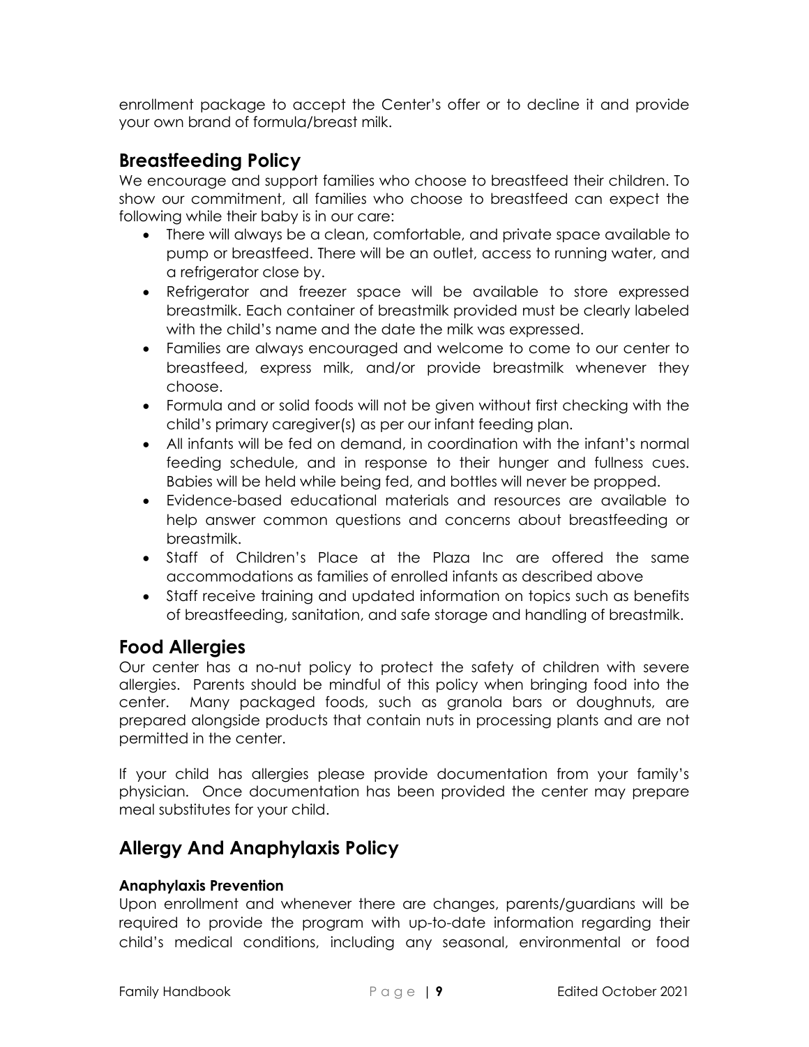enrollment package to accept the Center's offer or to decline it and provide your own brand of formula/breast milk.

## Breastfeeding Policy

We encourage and support families who choose to breastfeed their children. To show our commitment, all families who choose to breastfeed can expect the following while their baby is in our care:

- There will always be a clean, comfortable, and private space available to pump or breastfeed. There will be an outlet, access to running water, and a refrigerator close by.
- Refrigerator and freezer space will be available to store expressed breastmilk. Each container of breastmilk provided must be clearly labeled with the child's name and the date the milk was expressed.
- Families are always encouraged and welcome to come to our center to breastfeed, express milk, and/or provide breastmilk whenever they choose.
- Formula and or solid foods will not be given without first checking with the child's primary caregiver(s) as per our infant feeding plan.
- All infants will be fed on demand, in coordination with the infant's normal feeding schedule, and in response to their hunger and fullness cues. Babies will be held while being fed, and bottles will never be propped.
- Evidence-based educational materials and resources are available to help answer common questions and concerns about breastfeeding or breastmilk.
- Staff of Children's Place at the Plaza Inc are offered the same accommodations as families of enrolled infants as described above
- Staff receive training and updated information on topics such as benefits of breastfeeding, sanitation, and safe storage and handling of breastmilk.

## Food Allergies

Our center has a no-nut policy to protect the safety of children with severe allergies. Parents should be mindful of this policy when bringing food into the center. Many packaged foods, such as granola bars or doughnuts, are prepared alongside products that contain nuts in processing plants and are not permitted in the center.

If your child has allergies please provide documentation from your family's physician. Once documentation has been provided the center may prepare meal substitutes for your child.

## Allergy And Anaphylaxis Policy

#### Anaphylaxis Prevention

Upon enrollment and whenever there are changes, parents/guardians will be required to provide the program with up-to-date information regarding their child's medical conditions, including any seasonal, environmental or food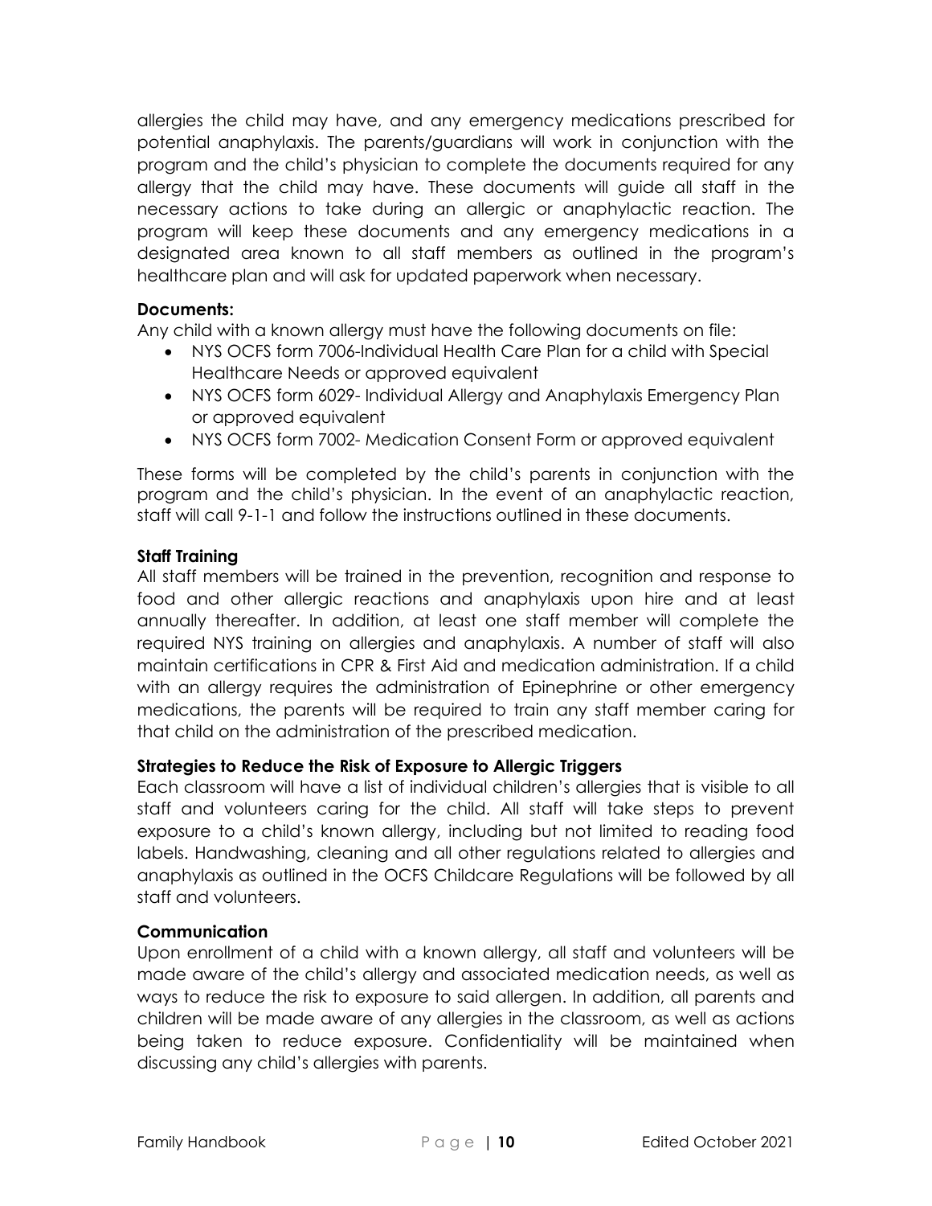allergies the child may have, and any emergency medications prescribed for potential anaphylaxis. The parents/guardians will work in conjunction with the program and the child's physician to complete the documents required for any allergy that the child may have. These documents will guide all staff in the necessary actions to take during an allergic or anaphylactic reaction. The program will keep these documents and any emergency medications in a designated area known to all staff members as outlined in the program's healthcare plan and will ask for updated paperwork when necessary.

**Documents:**

Any child with a known allergy must have the following documents on file:

- NYS OCFS form 7006-Individual Health Care Plan for a child with Special Healthcare Needs or approved equivalent
- NYS OCFS form 6029- Individual Allergy and Anaphylaxis Emergency Plan or approved equivalent
- NYS OCFS form 7002- Medication Consent Form or approved equivalent

These forms will be completed by the child's parents in conjunction with the program and the child's physician. In the event of an anaphylactic reaction, staff will call 9-1-1 and follow the instructions outlined in these documents.

**Staff Training**

All staff members will be trained in the prevention, recognition and response to food and other allergic reactions and anaphylaxis upon hire and at least annually thereafter. In addition, at least one staff member will complete the required NYS training on allergies and anaphylaxis. A number of staff will also maintain certifications in CPR & First Aid and medication administration. If a child with an allergy requires the administration of Epinephrine or other emergency medications, the parents will be required to train any staff member caring for that child on the administration of the prescribed medication.

**Strategies to Reduce the Risk of Exposure to Allergic Triggers**

Each classroom will have a list of individual children's allergies that is visible to all staff and volunteers caring for the child. All staff will take steps to prevent exposure to a child's known allergy, including but not limited to reading food labels. Handwashing, cleaning and all other regulations related to allergies and anaphylaxis as outlined in the OCFS Childcare Regulations will be followed by all staff and volunteers.

**Communication**

Upon enrollment of a child with a known allergy, all staff and volunteers will be made aware of the child's allergy and associated medication needs, as well as ways to reduce the risk to exposure to said allergen. In addition, all parents and children will be made aware of any allergies in the classroom, as well as actions being taken to reduce exposure. Confidentiality will be maintained when discussing any child's allergies with parents.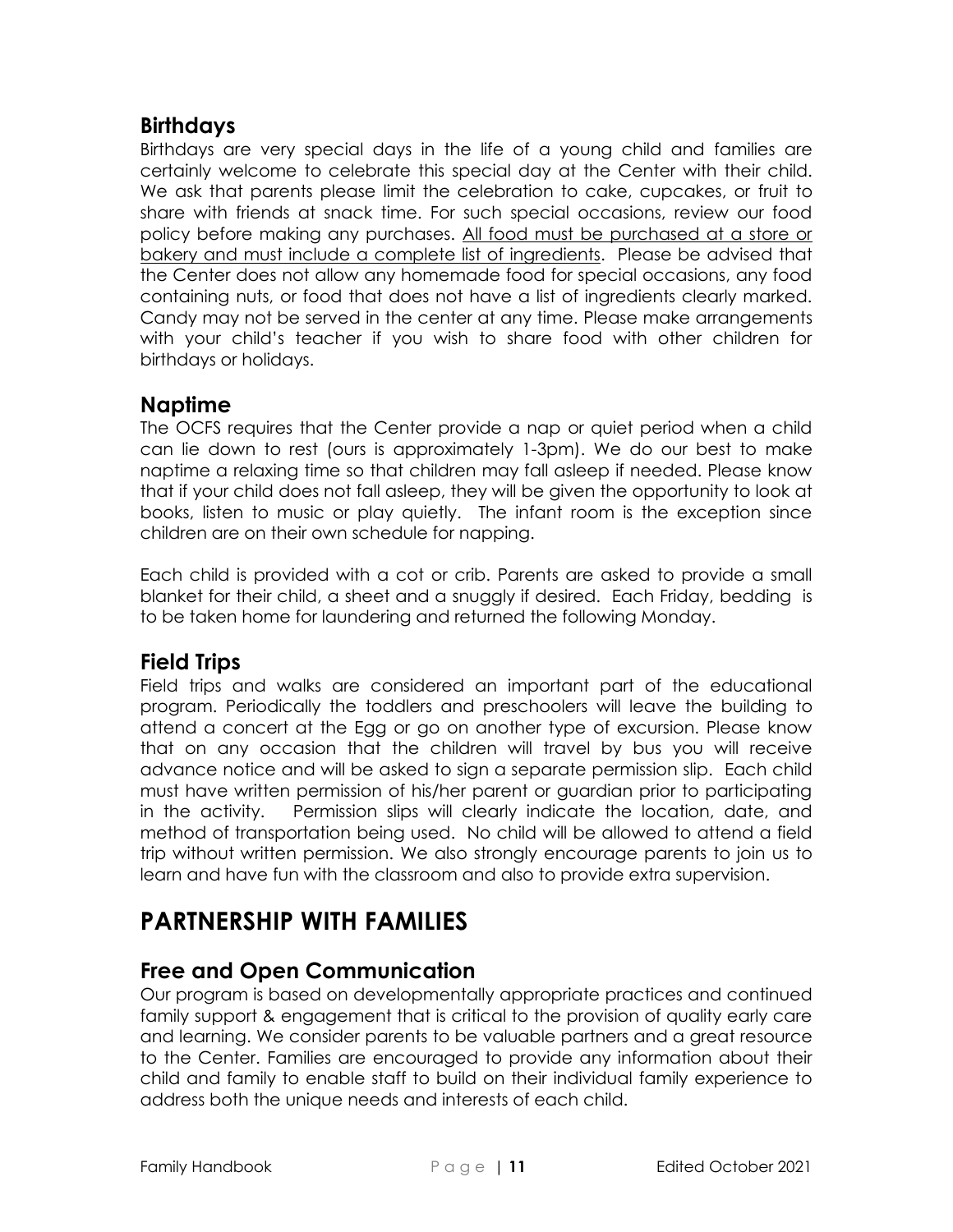## Birthdays

Birthdays are very special days in the life of a young child and families are certainly welcome to celebrate this special day at the Center with their child. We ask that parents please limit the celebration to cake, cupcakes, or fruit to share with friends at snack time. For such special occasions, review our food policy before making any purchases. <u>All food must be purchased at a store or bakery and must include a complete list of ingredients</u>. Please be advised that the Center does not allow any homemade food for special occasions, any food containing nuts, or food that does not have a list of ingredients clearly marked. Candy may not be served in the center at any time. Please make arrangements with your child's teacher if you wish to share food with other children for birthdays or holidays.

## Naptime

The OCFS requires that the Center provide a nap or quiet period when a child can lie down to rest (ours is approximately 1-3pm). We do our best to make naptime a relaxing time so that children may fall asleep if needed. Please know that if your child does not fall asleep, they will be given the opportunity to look at books, listen to music or play quietly. The infant room is the exception since children are on their own schedule for napping.

Each child is provided with a cot or crib. Parents are asked to provide a small blanket for their child, a sheet and a snuggly if desired. Each Friday, bedding is to be taken home for laundering and returned the following Monday.

## Field Trips

Field trips and walks are considered an important part of the educational program. Periodically the toddlers and preschoolers will leave the building to attend a concert at the Egg or go on another type of excursion. Please know that on any occasion that the children will travel by bus you will receive advance notice and will be asked to sign a separate permission slip. Each child must have written permission of his/her parent or guardian prior to participating in the activity. Permission slips will clearly indicate the location, date, and method of transportation being used. No child will be allowed to attend a field trip without written permission. We also strongly encourage parents to join us to learn and have fun with the classroom and also to provide extra supervision.

# PARTNERSHIP WITH FAMILIES

## Free and Open Communication

Our program is based on developmentally appropriate practices and continued family support & engagement that is critical to the provision of quality early care and learning. We consider parents to be valuable partners and a great resource to the Center. Families are encouraged to provide any information about their child and family to enable staff to build on their individual family experience to address both the unique needs and interests of each child.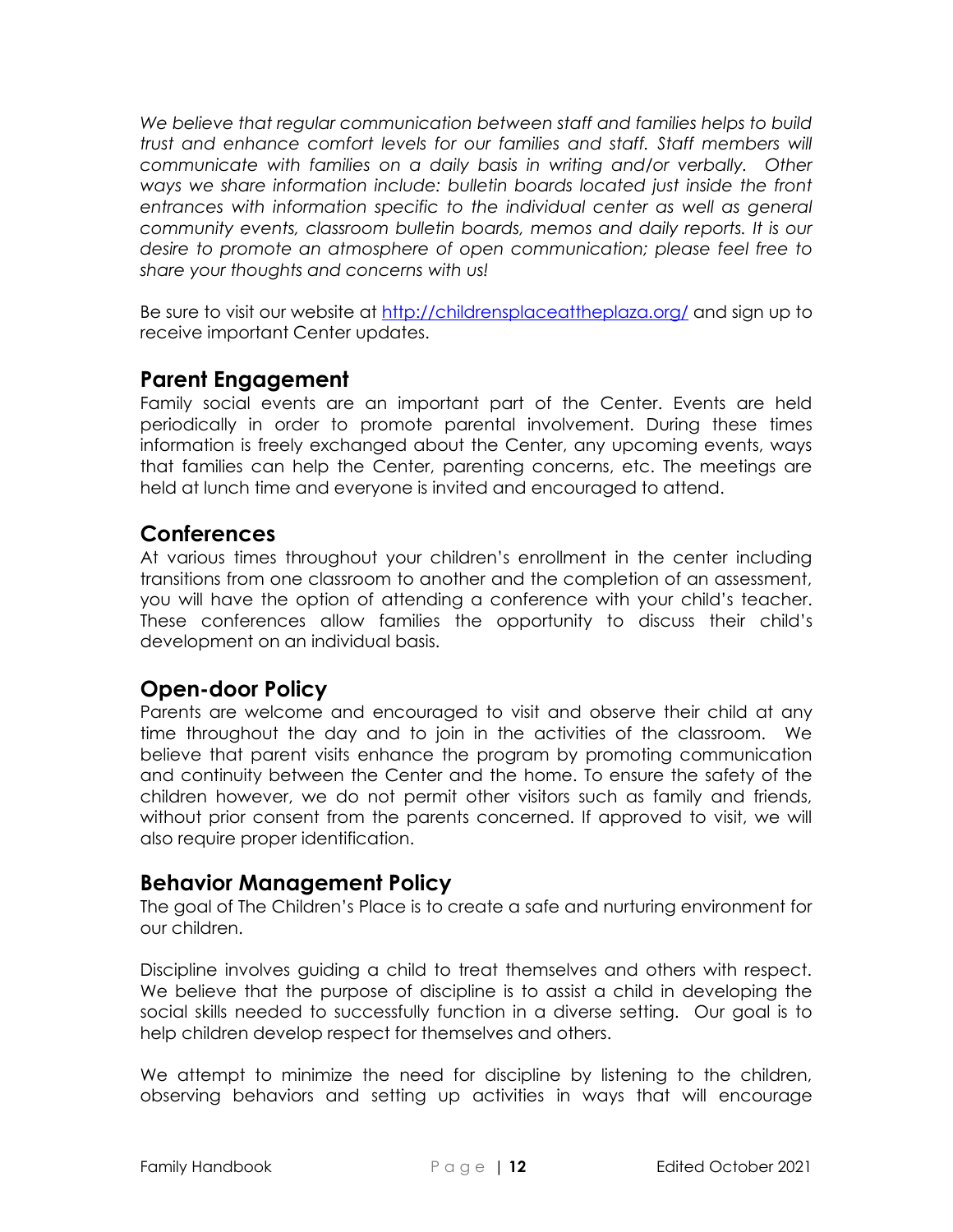*We believe that regular communication between staff and families helps to build trust and enhance comfort levels for our families and staff. Staff members will communicate with families on a daily basis in writing and/or verbally. Other ways we share information include: bulletin boards located just inside the front entrances with information specific to the individual center as well as general community events, classroom bulletin boards, memos and daily reports. It is our desire to promote an atmosphere of open communication; please feel free to share your thoughts and concerns with us!*

Be sure to visit our website at [http://childrensplaceattheplaza.org/](http://childrensplaceattheplaza.org/) and sign up to receive important Center updates.

## Parent Engagement

Family social events are an important part of the Center. Events are held periodically in order to promote parental involvement. During these times information is freely exchanged about the Center, any upcoming events, ways that families can help the Center, parenting concerns, etc. The meetings are held at lunch time and everyone is invited and encouraged to attend.

## Conferences

At various times throughout your children's enrollment in the center including transitions from one classroom to another and the completion of an assessment, you will have the option of attending a conference with your child's teacher. These conferences allow families the opportunity to discuss their child's development on an individual basis.

## Open-door Policy

Parents are welcome and encouraged to visit and observe their child at any time throughout the day and to join in the activities of the classroom. We believe that parent visits enhance the program by promoting communication and continuity between the Center and the home. To ensure the safety of the children however, we do not permit other visitors such as family and friends, without prior consent from the parents concerned. If approved to visit, we will also require proper identification.

## Behavior Management Policy

The goal of The Children's Place is to create a safe and nurturing environment for our children.

Discipline involves guiding a child to treat themselves and others with respect. We believe that the purpose of discipline is to assist a child in developing the social skills needed to successfully function in a diverse setting. Our goal is to help children develop respect for themselves and others.

We attempt to minimize the need for discipline by listening to the children, observing behaviors and setting up activities in ways that will encourage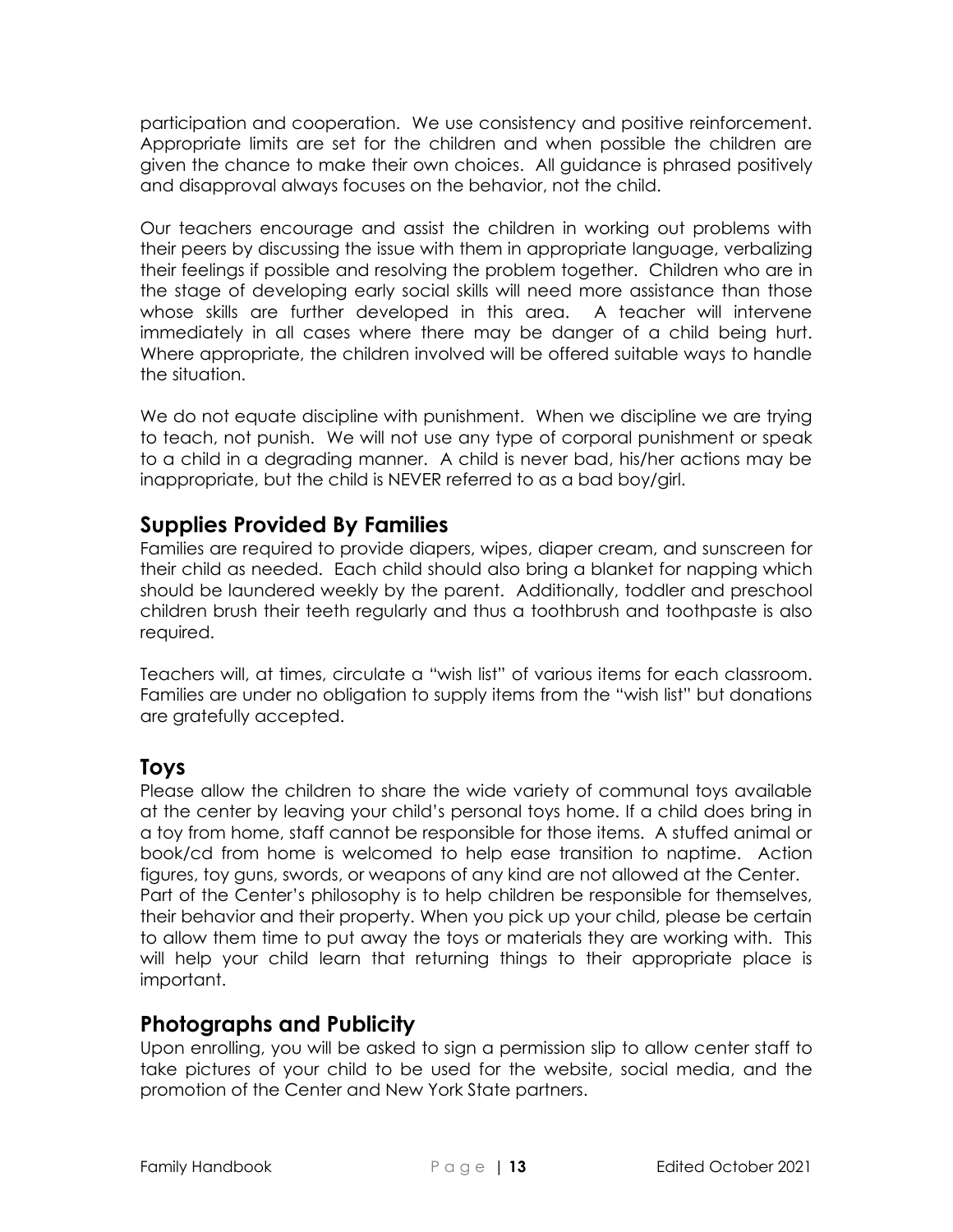participation and cooperation. We use consistency and positive reinforcement. Appropriate limits are set for the children and when possible the children are given the chance to make their own choices. All guidance is phrased positively and disapproval always focuses on the behavior, not the child.

Our teachers encourage and assist the children in working out problems with their peers by discussing the issue with them in appropriate language, verbalizing their feelings if possible and resolving the problem together. Children who are in the stage of developing early social skills will need more assistance than those whose skills are further developed in this area. A teacher will intervene immediately in all cases where there may be danger of a child being hurt. Where appropriate, the children involved will be offered suitable ways to handle the situation.

We do not equate discipline with punishment. When we discipline we are trying to teach, not punish. We will not use any type of corporal punishment or speak to a child in a degrading manner. A child is never bad, his/her actions may be inappropriate, but the child is NEVER referred to as a bad boy/girl.

## Supplies Provided By Families

Families are required to provide diapers, wipes, diaper cream, and sunscreen for their child as needed. Each child should also bring a blanket for napping which should be laundered weekly by the parent. Additionally, toddler and preschool children brush their teeth regularly and thus a toothbrush and toothpaste is also required.

Teachers will, at times, circulate a "wish list" of various items for each classroom. Families are under no obligation to supply items from the "wish list" but donations are gratefully accepted.

## Toys

Please allow the children to share the wide variety of communal toys available at the center by leaving your child's personal toys home. If a child does bring in a toy from home, staff cannot be responsible for those items. A stuffed animal or book/cd from home is welcomed to help ease transition to naptime. Action figures, toy guns, swords, or weapons of any kind are not allowed at the Center.
Part of the Center's philosophy is to help children be responsible for themselves, their behavior and their property. When you pick up your child, please be certain to allow them time to put away the toys or materials they are working with. This will help your child learn that returning things to their appropriate place is important.

## Photographs and Publicity

Upon enrolling, you will be asked to sign a permission slip to allow center staff to take pictures of your child to be used for the website, social media, and the promotion of the Center and New York State partners.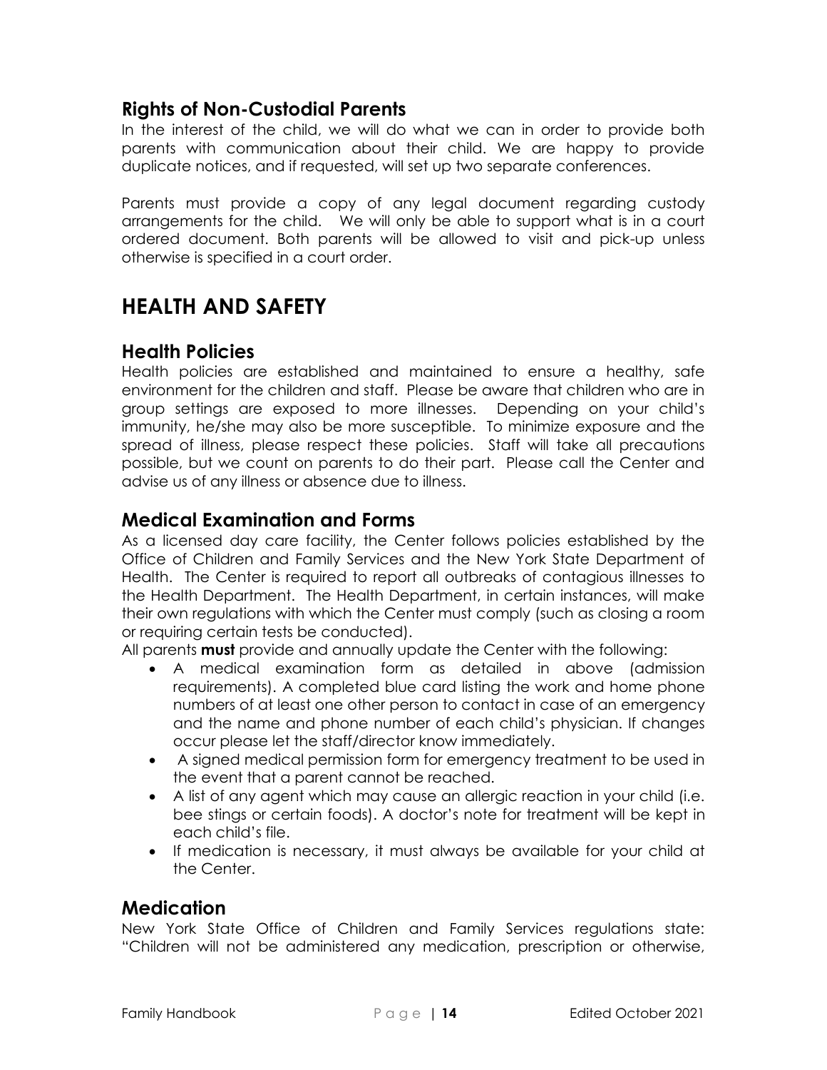## Rights of Non-Custodial Parents

In the interest of the child, we will do what we can in order to provide both parents with communication about their child. We are happy to provide duplicate notices, and if requested, will set up two separate conferences.

Parents must provide a copy of any legal document regarding custody arrangements for the child. We will only be able to support what is in a court ordered document. Both parents will be allowed to visit and pick-up unless otherwise is specified in a court order.

# HEALTH AND SAFETY

## Health Policies

Health policies are established and maintained to ensure a healthy, safe environment for the children and staff. Please be aware that children who are in group settings are exposed to more illnesses. Depending on your child's immunity, he/she may also be more susceptible. To minimize exposure and the spread of illness, please respect these policies. Staff will take all precautions possible, but we count on parents to do their part. Please call the Center and advise us of any illness or absence due to illness.

## Medical Examination and Forms

As a licensed day care facility, the Center follows policies established by the Office of Children and Family Services and the New York State Department of Health. The Center is required to report all outbreaks of contagious illnesses to the Health Department. The Health Department, in certain instances, will make their own regulations with which the Center must comply (such as closing a room or requiring certain tests be conducted).

All parents **must** provide and annually update the Center with the following:

- A medical examination form as detailed in above (admission requirements). A completed blue card listing the work and home phone numbers of at least one other person to contact in case of an emergency and the name and phone number of each child's physician. If changes occur please let the staff/director know immediately.
- A signed medical permission form for emergency treatment to be used in the event that a parent cannot be reached.
- A list of any agent which may cause an allergic reaction in your child (i.e. bee stings or certain foods). A doctor's note for treatment will be kept in each child's file.
- If medication is necessary, it must always be available for your child at the Center.

## Medication

New York State Office of Children and Family Services regulations state: "Children will not be administered any medication, prescription or otherwise,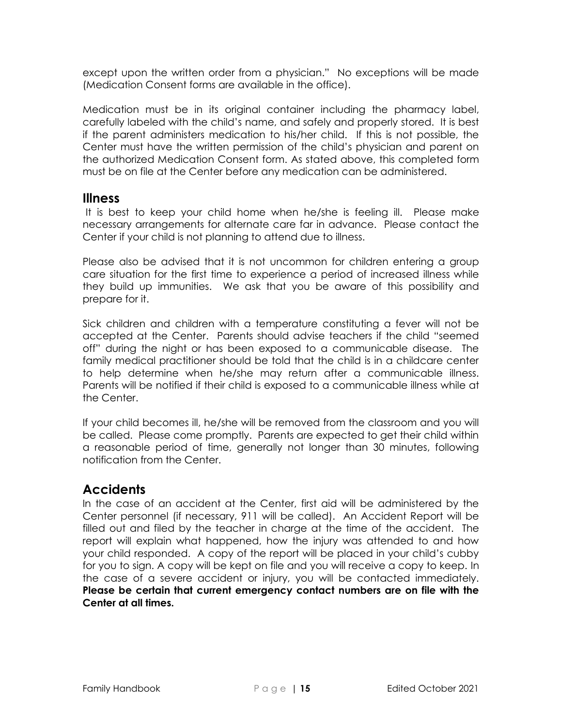except upon the written order from a physician." No exceptions will be made (Medication Consent forms are available in the office).

Medication must be in its original container including the pharmacy label, carefully labeled with the child's name, and safely and properly stored. It is best if the parent administers medication to his/her child. If this is not possible, the Center must have the written permission of the child's physician and parent on the authorized Medication Consent form. As stated above, this completed form must be on file at the Center before any medication can be administered.

## Illness

It is best to keep your child home when he/she is feeling ill. Please make necessary arrangements for alternate care far in advance. Please contact the Center if your child is not planning to attend due to illness.

Please also be advised that it is not uncommon for children entering a group care situation for the first time to experience a period of increased illness while they build up immunities. We ask that you be aware of this possibility and prepare for it.

Sick children and children with a temperature constituting a fever will not be accepted at the Center. Parents should advise teachers if the child "seemed off" during the night or has been exposed to a communicable disease. The family medical practitioner should be told that the child is in a childcare center to help determine when he/she may return after a communicable illness. Parents will be notified if their child is exposed to a communicable illness while at the Center.

If your child becomes ill, he/she will be removed from the classroom and you will be called. Please come promptly. Parents are expected to get their child within a reasonable period of time, generally not longer than 30 minutes, following notification from the Center.

## Accidents

In the case of an accident at the Center, first aid will be administered by the Center personnel (if necessary, 911 will be called). An Accident Report will be filled out and filed by the teacher in charge at the time of the accident. The report will explain what happened, how the injury was attended to and how your child responded. A copy of the report will be placed in your child's cubby for you to sign. A copy will be kept on file and you will receive a copy to keep. In the case of a severe accident or injury, you will be contacted immediately. **Please be certain that current emergency contact numbers are on file with the Center at all times.**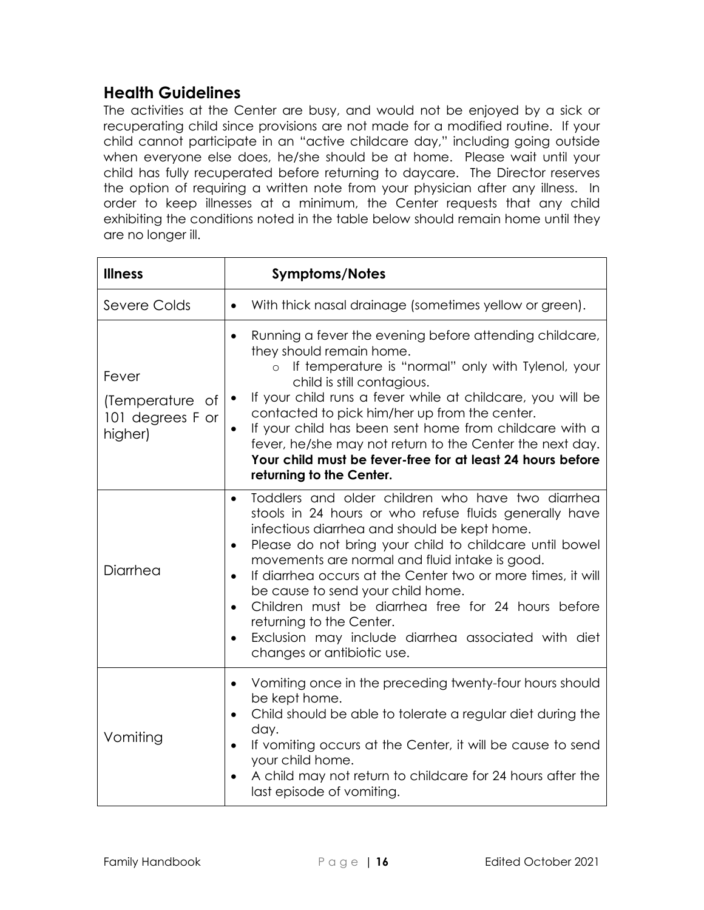## Health Guidelines

The activities at the Center are busy, and would not be enjoyed by a sick or recuperating child since provisions are not made for a modified routine. If your child cannot participate in an "active childcare day," including going outside when everyone else does, he/she should be at home. Please wait until your child has fully recuperated before returning to daycare. The Director reserves the option of requiring a written note from your physician after any illness. In order to keep illnesses at a minimum, the Center requests that any child exhibiting the conditions noted in the table below should remain home until they are no longer ill.

| **Illness** | **Symptoms/Notes** |
|---|---|
| Severe Colds | • With thick nasal drainage (sometimes yellow or green). |
| Fever (Temperature of 101 degrees F or higher) | • Running a fever the evening before attending childcare, they should remain home.<br>&nbsp;&nbsp;&nbsp;&nbsp;○ If temperature is "normal" only with Tylenol, your child is still contagious.<br>• If your child runs a fever while at childcare, you will be contacted to pick him/her up from the center.<br>• If your child has been sent home from childcare with a fever, he/she may not return to the Center the next day. **Your child must be fever-free for at least 24 hours before returning to the Center.** |
| Diarrhea | • Toddlers and older children who have two diarrhea stools in 24 hours or who refuse fluids generally have infectious diarrhea and should be kept home.<br>• Please do not bring your child to childcare until bowel movements are normal and fluid intake is good.<br>• If diarrhea occurs at the Center two or more times, it will be cause to send your child home.<br>• Children must be diarrhea free for 24 hours before returning to the Center.<br>• Exclusion may include diarrhea associated with diet changes or antibiotic use. |
| Vomiting | • Vomiting once in the preceding twenty-four hours should be kept home.<br>• Child should be able to tolerate a regular diet during the day.<br>• If vomiting occurs at the Center, it will be cause to send your child home.<br>• A child may not return to childcare for 24 hours after the last episode of vomiting. |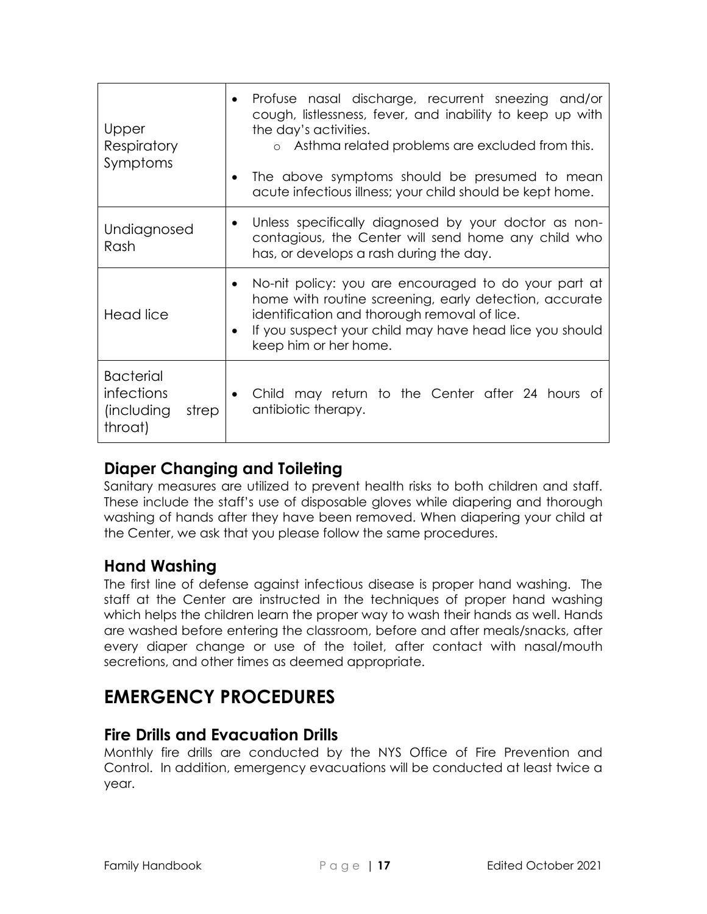| | |
|---|---|
| Upper Respiratory Symptoms | • Profuse nasal discharge, recurrent sneezing and/or cough, listlessness, fever, and inability to keep up with the day's activities.<br>  ○ Asthma related problems are excluded from this.<br>• The above symptoms should be presumed to mean acute infectious illness; your child should be kept home. |
| Undiagnosed Rash | • Unless specifically diagnosed by your doctor as non-contagious, the Center will send home any child who has, or develops a rash during the day. |
| Head lice | • No-nit policy: you are encouraged to do your part at home with routine screening, early detection, accurate identification and thorough removal of lice.<br>• If you suspect your child may have head lice you should keep him or her home. |
| Bacterial infections (including strep throat) | • Child may return to the Center after 24 hours of antibiotic therapy. |

## Diaper Changing and Toileting

Sanitary measures are utilized to prevent health risks to both children and staff. These include the staff's use of disposable gloves while diapering and thorough washing of hands after they have been removed. When diapering your child at the Center, we ask that you please follow the same procedures.

## Hand Washing

The first line of defense against infectious disease is proper hand washing. The staff at the Center are instructed in the techniques of proper hand washing which helps the children learn the proper way to wash their hands as well. Hands are washed before entering the classroom, before and after meals/snacks, after every diaper change or use of the toilet, after contact with nasal/mouth secretions, and other times as deemed appropriate.

# EMERGENCY PROCEDURES

## Fire Drills and Evacuation Drills

Monthly fire drills are conducted by the NYS Office of Fire Prevention and Control. In addition, emergency evacuations will be conducted at least twice a year.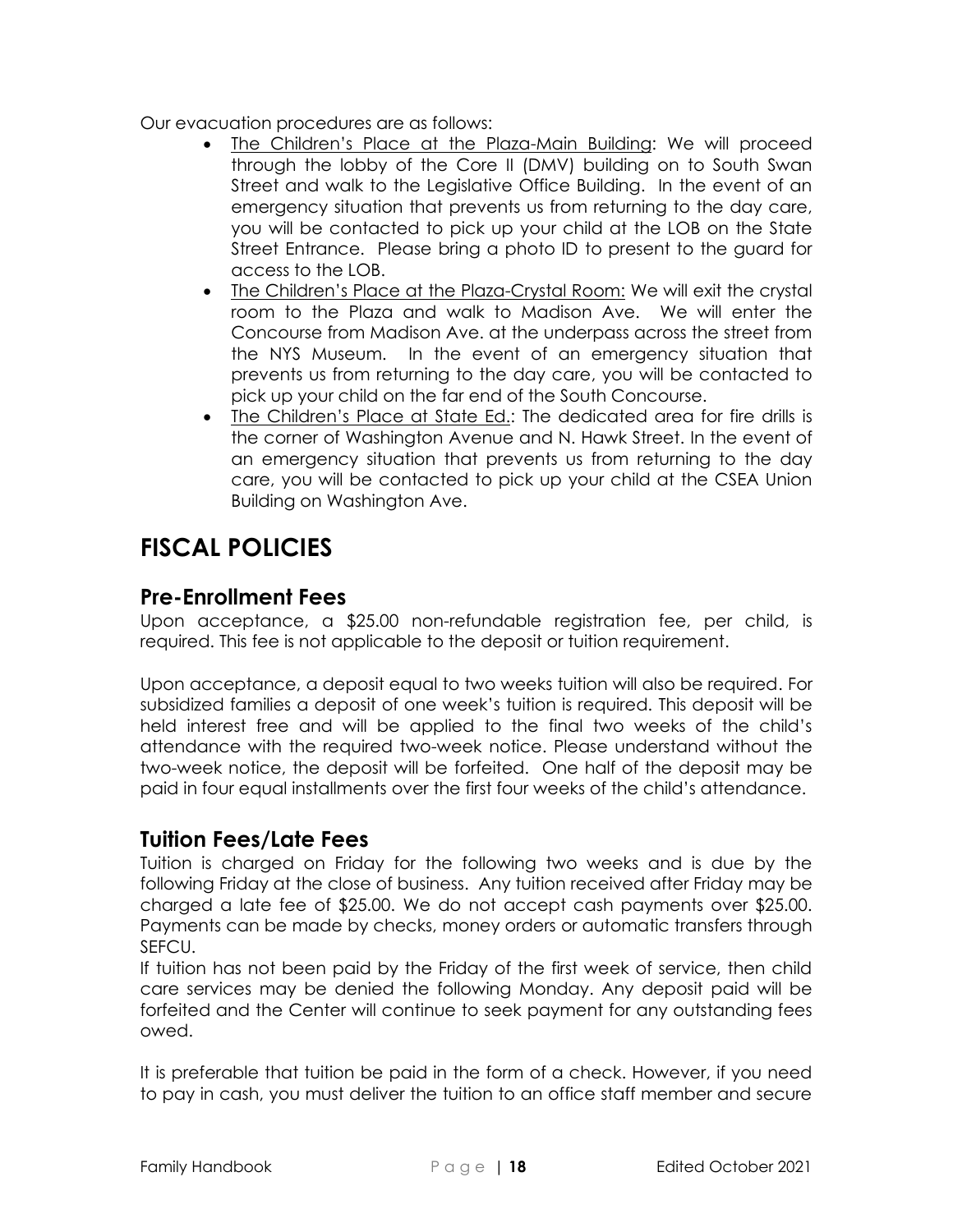Our evacuation procedures are as follows:

- The Children's Place at the Plaza-Main Building: We will proceed through the lobby of the Core II (DMV) building on to South Swan Street and walk to the Legislative Office Building. In the event of an emergency situation that prevents us from returning to the day care, you will be contacted to pick up your child at the LOB on the State Street Entrance. Please bring a photo ID to present to the guard for access to the LOB.
- The Children's Place at the Plaza-Crystal Room: We will exit the crystal room to the Plaza and walk to Madison Ave. We will enter the Concourse from Madison Ave. at the underpass across the street from the NYS Museum. In the event of an emergency situation that prevents us from returning to the day care, you will be contacted to pick up your child on the far end of the South Concourse.
- The Children's Place at State Ed.: The dedicated area for fire drills is the corner of Washington Avenue and N. Hawk Street. In the event of an emergency situation that prevents us from returning to the day care, you will be contacted to pick up your child at the CSEA Union Building on Washington Ave.

# FISCAL POLICIES

## Pre-Enrollment Fees

Upon acceptance, a $25.00 non-refundable registration fee, per child, is required. This fee is not applicable to the deposit or tuition requirement.

Upon acceptance, a deposit equal to two weeks tuition will also be required. For subsidized families a deposit of one week's tuition is required. This deposit will be held interest free and will be applied to the final two weeks of the child's attendance with the required two-week notice. Please understand without the two-week notice, the deposit will be forfeited. One half of the deposit may be paid in four equal installments over the first four weeks of the child's attendance.

## Tuition Fees/Late Fees

Tuition is charged on Friday for the following two weeks and is due by the following Friday at the close of business. Any tuition received after Friday may be charged a late fee of $25.00. We do not accept cash payments over $25.00. Payments can be made by checks, money orders or automatic transfers through SEFCU.

If tuition has not been paid by the Friday of the first week of service, then child care services may be denied the following Monday. Any deposit paid will be forfeited and the Center will continue to seek payment for any outstanding fees owed.

It is preferable that tuition be paid in the form of a check. However, if you need to pay in cash, you must deliver the tuition to an office staff member and secure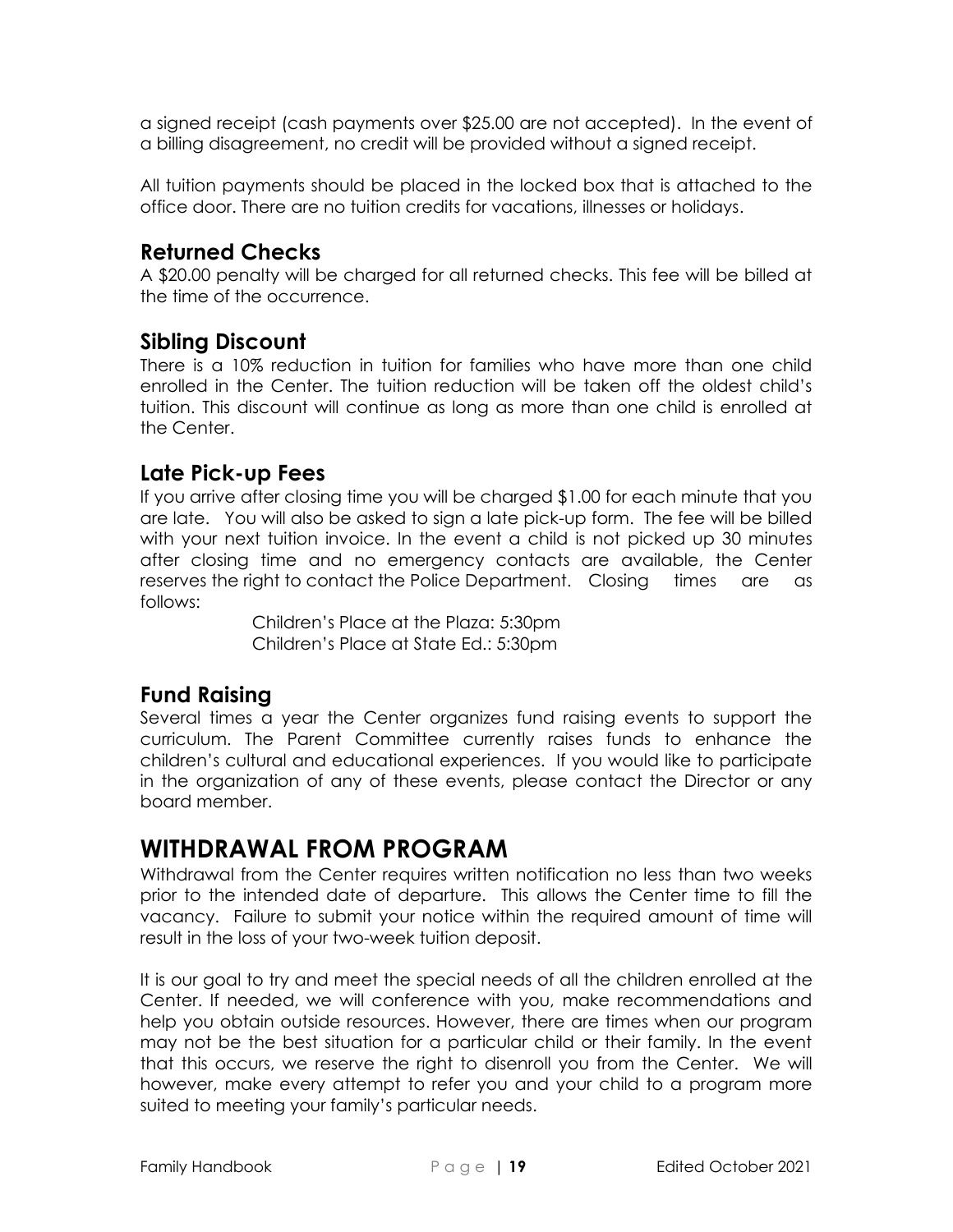a signed receipt (cash payments over $25.00 are not accepted). In the event of a billing disagreement, no credit will be provided without a signed receipt.

All tuition payments should be placed in the locked box that is attached to the office door. There are no tuition credits for vacations, illnesses or holidays.

### Returned Checks

A $20.00 penalty will be charged for all returned checks. This fee will be billed at the time of the occurrence.

### Sibling Discount

There is a 10% reduction in tuition for families who have more than one child enrolled in the Center. The tuition reduction will be taken off the oldest child's tuition. This discount will continue as long as more than one child is enrolled at the Center.

### Late Pick-up Fees

If you arrive after closing time you will be charged $1.00 for each minute that you are late. You will also be asked to sign a late pick-up form. The fee will be billed with your next tuition invoice. In the event a child is not picked up 30 minutes after closing time and no emergency contacts are available, the Center reserves the right to contact the Police Department. Closing times are as follows:

Children's Place at the Plaza: 5:30pm
Children's Place at State Ed.: 5:30pm

### Fund Raising

Several times a year the Center organizes fund raising events to support the curriculum. The Parent Committee currently raises funds to enhance the children's cultural and educational experiences. If you would like to participate in the organization of any of these events, please contact the Director or any board member.

## WITHDRAWAL FROM PROGRAM

Withdrawal from the Center requires written notification no less than two weeks prior to the intended date of departure. This allows the Center time to fill the vacancy. Failure to submit your notice within the required amount of time will result in the loss of your two-week tuition deposit.

It is our goal to try and meet the special needs of all the children enrolled at the Center. If needed, we will conference with you, make recommendations and help you obtain outside resources. However, there are times when our program may not be the best situation for a particular child or their family. In the event that this occurs, we reserve the right to disenroll you from the Center. We will however, make every attempt to refer you and your child to a program more suited to meeting your family's particular needs.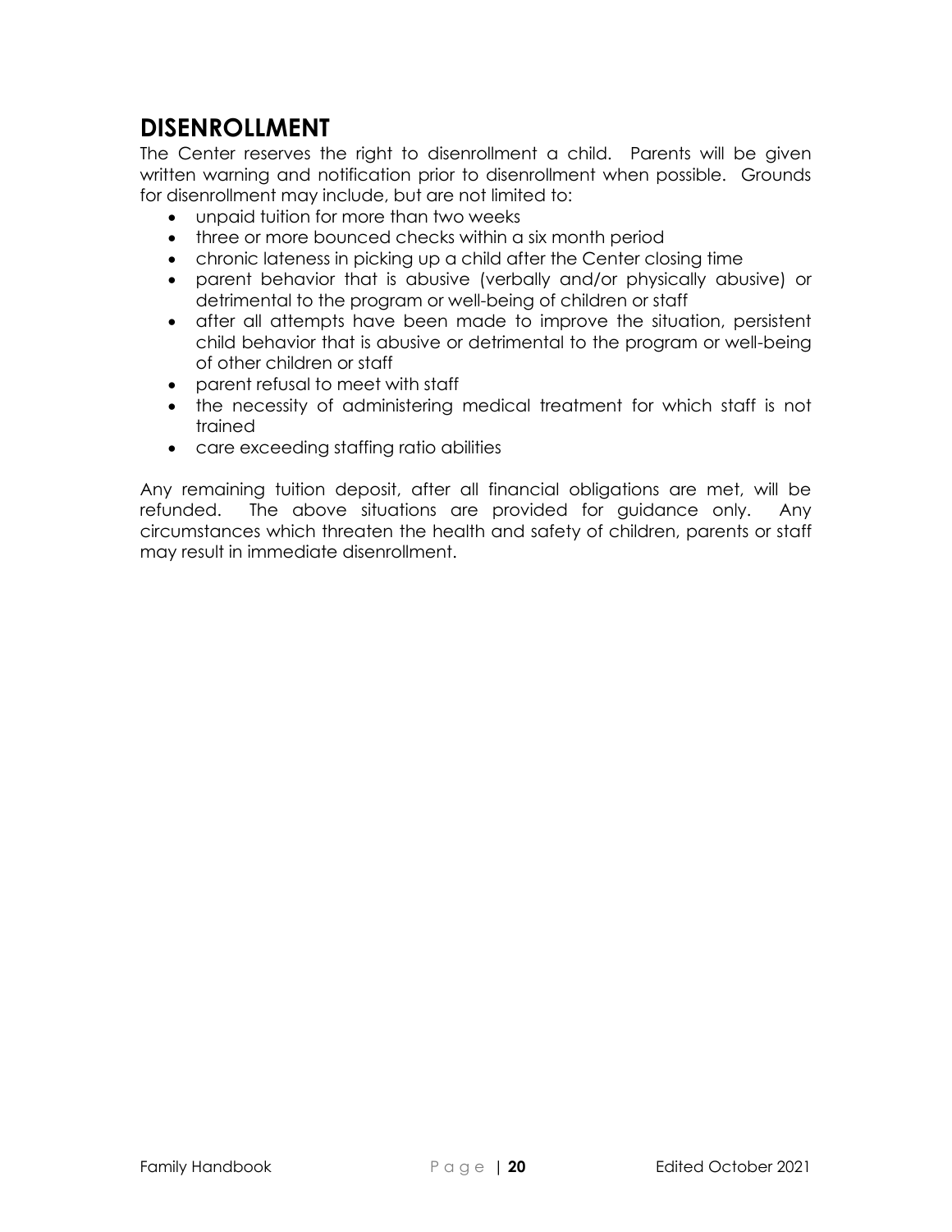## DISENROLLMENT

The Center reserves the right to disenrollment a child. Parents will be given written warning and notification prior to disenrollment when possible. Grounds for disenrollment may include, but are not limited to:

- unpaid tuition for more than two weeks
- three or more bounced checks within a six month period
- chronic lateness in picking up a child after the Center closing time
- parent behavior that is abusive (verbally and/or physically abusive) or detrimental to the program or well-being of children or staff
- after all attempts have been made to improve the situation, persistent child behavior that is abusive or detrimental to the program or well-being of other children or staff
- parent refusal to meet with staff
- the necessity of administering medical treatment for which staff is not trained
- care exceeding staffing ratio abilities

Any remaining tuition deposit, after all financial obligations are met, will be refunded. The above situations are provided for guidance only. Any circumstances which threaten the health and safety of children, parents or staff may result in immediate disenrollment.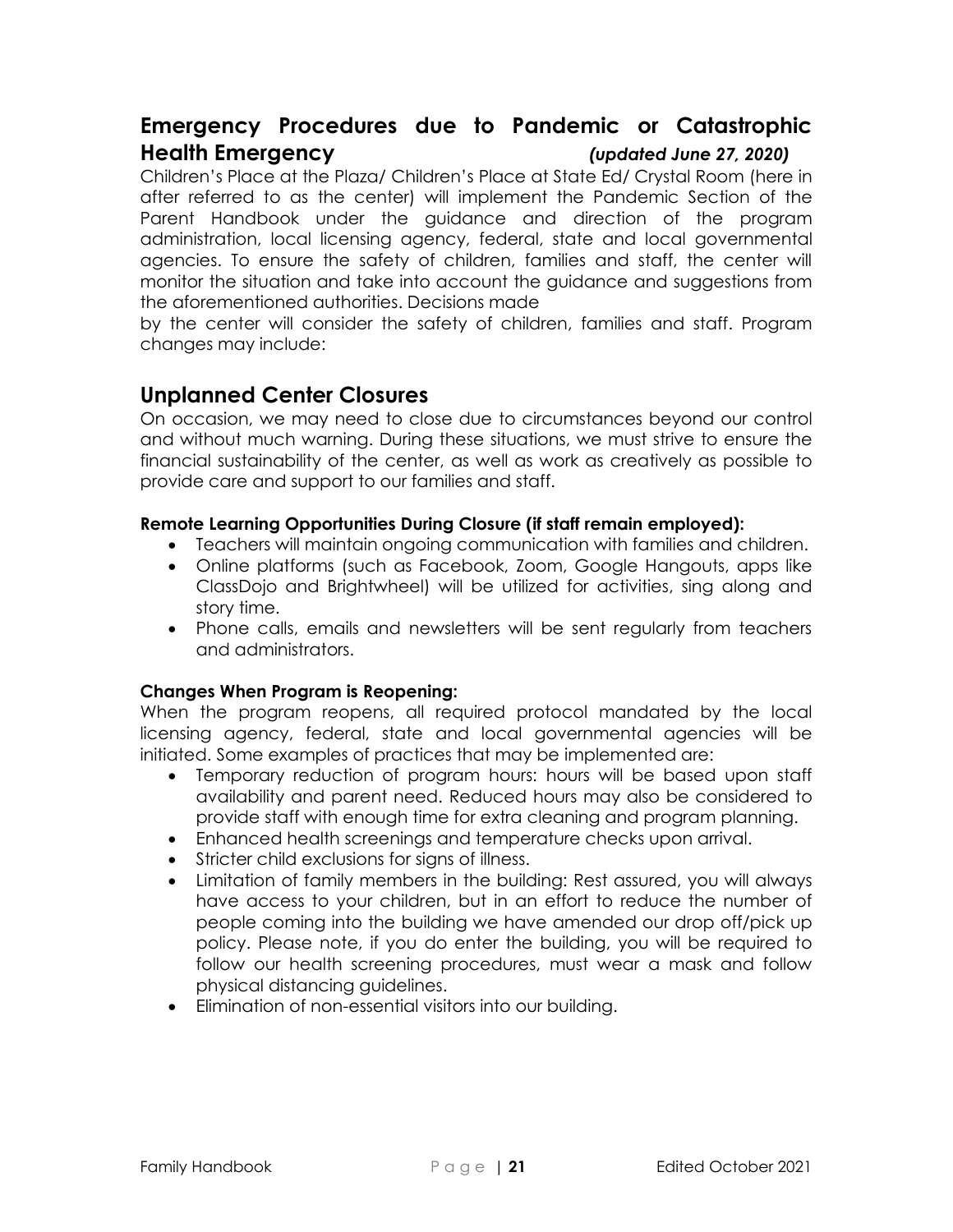## Emergency Procedures due to Pandemic or Catastrophic Health Emergency *(updated June 27, 2020)*

Children's Place at the Plaza/ Children's Place at State Ed/ Crystal Room (here in after referred to as the center) will implement the Pandemic Section of the Parent Handbook under the guidance and direction of the program administration, local licensing agency, federal, state and local governmental agencies. To ensure the safety of children, families and staff, the center will monitor the situation and take into account the guidance and suggestions from the aforementioned authorities. Decisions made by the center will consider the safety of children, families and staff. Program changes may include:

## Unplanned Center Closures

On occasion, we may need to close due to circumstances beyond our control and without much warning. During these situations, we must strive to ensure the financial sustainability of the center, as well as work as creatively as possible to provide care and support to our families and staff.

**Remote Learning Opportunities During Closure (if staff remain employed):**

- Teachers will maintain ongoing communication with families and children.
- Online platforms (such as Facebook, Zoom, Google Hangouts, apps like ClassDojo and Brightwheel) will be utilized for activities, sing along and story time.
- Phone calls, emails and newsletters will be sent regularly from teachers and administrators.

**Changes When Program is Reopening:**

When the program reopens, all required protocol mandated by the local licensing agency, federal, state and local governmental agencies will be initiated. Some examples of practices that may be implemented are:

- Temporary reduction of program hours: hours will be based upon staff availability and parent need. Reduced hours may also be considered to provide staff with enough time for extra cleaning and program planning.
- Enhanced health screenings and temperature checks upon arrival.
- Stricter child exclusions for signs of illness.
- Limitation of family members in the building: Rest assured, you will always have access to your children, but in an effort to reduce the number of people coming into the building we have amended our drop off/pick up policy. Please note, if you do enter the building, you will be required to follow our health screening procedures, must wear a mask and follow physical distancing guidelines.
- Elimination of non-essential visitors into our building.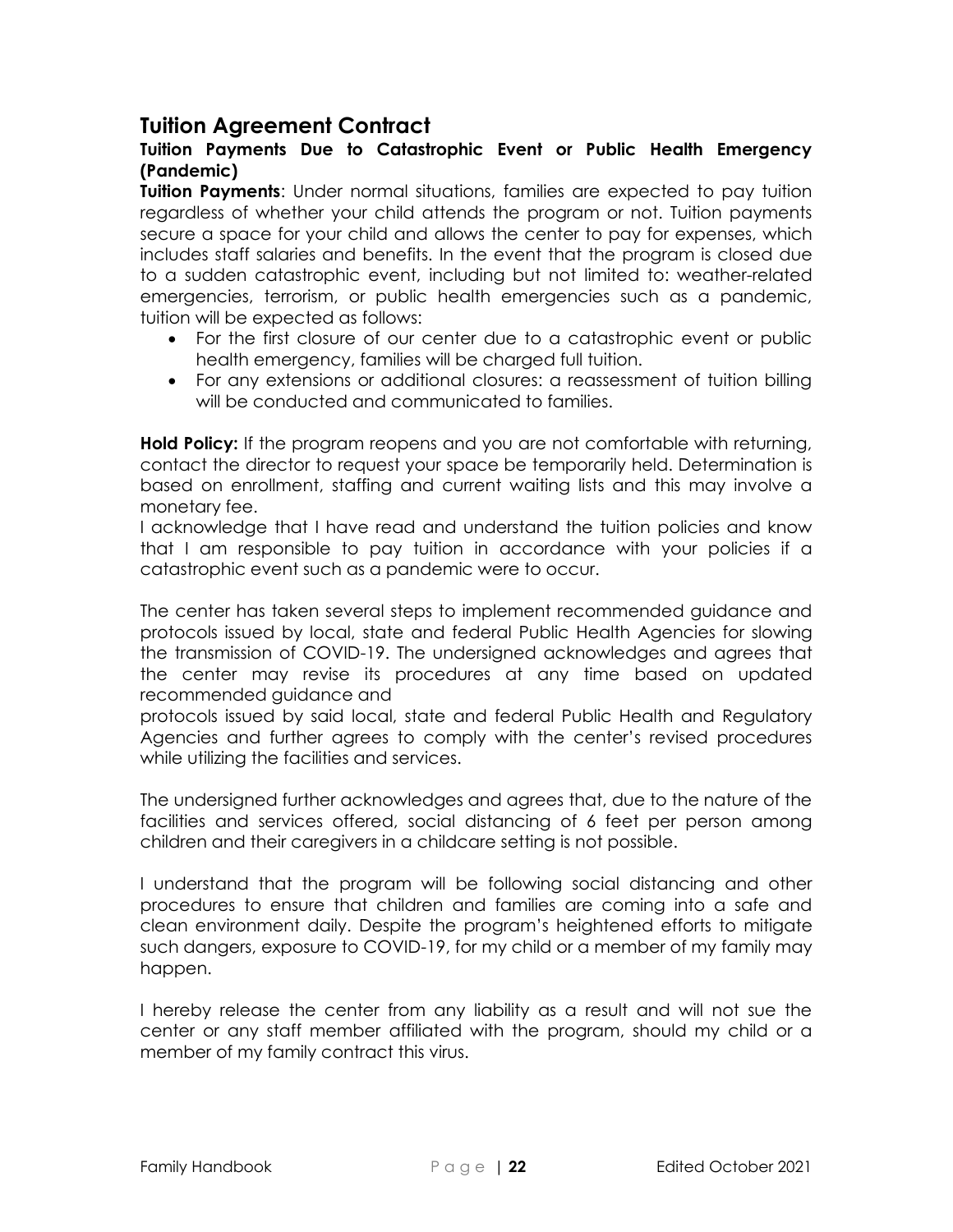## Tuition Agreement Contract

### Tuition Payments Due to Catastrophic Event or Public Health Emergency (Pandemic)

**Tuition Payments**: Under normal situations, families are expected to pay tuition regardless of whether your child attends the program or not. Tuition payments secure a space for your child and allows the center to pay for expenses, which includes staff salaries and benefits. In the event that the program is closed due to a sudden catastrophic event, including but not limited to: weather-related emergencies, terrorism, or public health emergencies such as a pandemic, tuition will be expected as follows:

- For the first closure of our center due to a catastrophic event or public health emergency, families will be charged full tuition.
- For any extensions or additional closures: a reassessment of tuition billing will be conducted and communicated to families.

**Hold Policy:** If the program reopens and you are not comfortable with returning, contact the director to request your space be temporarily held. Determination is based on enrollment, staffing and current waiting lists and this may involve a monetary fee.

I acknowledge that I have read and understand the tuition policies and know that I am responsible to pay tuition in accordance with your policies if a catastrophic event such as a pandemic were to occur.

The center has taken several steps to implement recommended guidance and protocols issued by local, state and federal Public Health Agencies for slowing the transmission of COVID-19. The undersigned acknowledges and agrees that the center may revise its procedures at any time based on updated recommended guidance and protocols issued by said local, state and federal Public Health and Regulatory Agencies and further agrees to comply with the center's revised procedures while utilizing the facilities and services.

The undersigned further acknowledges and agrees that, due to the nature of the facilities and services offered, social distancing of 6 feet per person among children and their caregivers in a childcare setting is not possible.

I understand that the program will be following social distancing and other procedures to ensure that children and families are coming into a safe and clean environment daily. Despite the program's heightened efforts to mitigate such dangers, exposure to COVID-19, for my child or a member of my family may happen.

I hereby release the center from any liability as a result and will not sue the center or any staff member affiliated with the program, should my child or a member of my family contract this virus.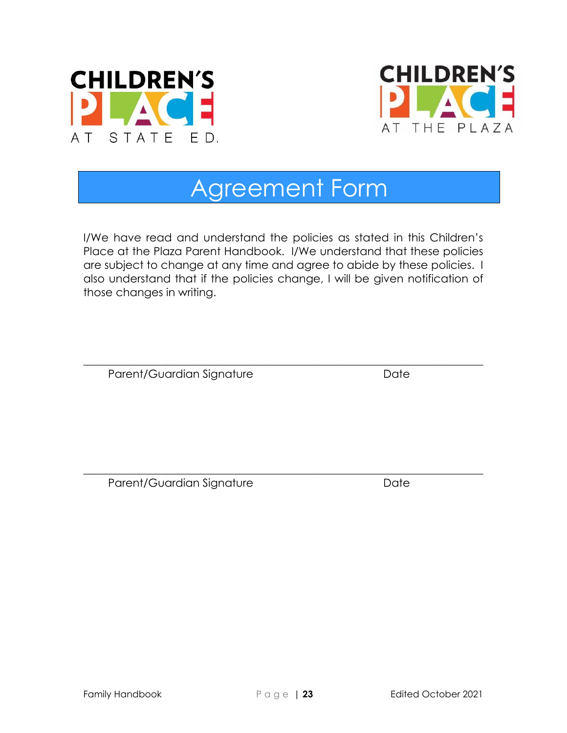CHILDREN'S PLACE AT STATE ED.

CHILDREN'S PLACE AT THE PLAZA

# Agreement Form

I/We have read and understand the policies as stated in this Children's Place at the Plaza Parent Handbook. I/We understand that these policies are subject to change at any time and agree to abide by these policies. I also understand that if the policies change, I will be given notification of those changes in writing.

\_\_\_\_\_\_\_\_\_\_\_\_\_\_\_\_\_\_\_\_\_\_\_\_\_\_\_\_\_\_\_\_\_\_\_\_\_\_\_\_\_\_\_\_\_\_\_\_\_\_\_\_\_\_\_\_\_\_\_\_\_\_\_\_

Parent/Guardian Signature Date

\_\_\_\_\_\_\_\_\_\_\_\_\_\_\_\_\_\_\_\_\_\_\_\_\_\_\_\_\_\_\_\_\_\_\_\_\_\_\_\_\_\_\_\_\_\_\_\_\_\_\_\_\_\_\_\_\_\_\_\_\_\_\_\_

Parent/Guardian Signature Date